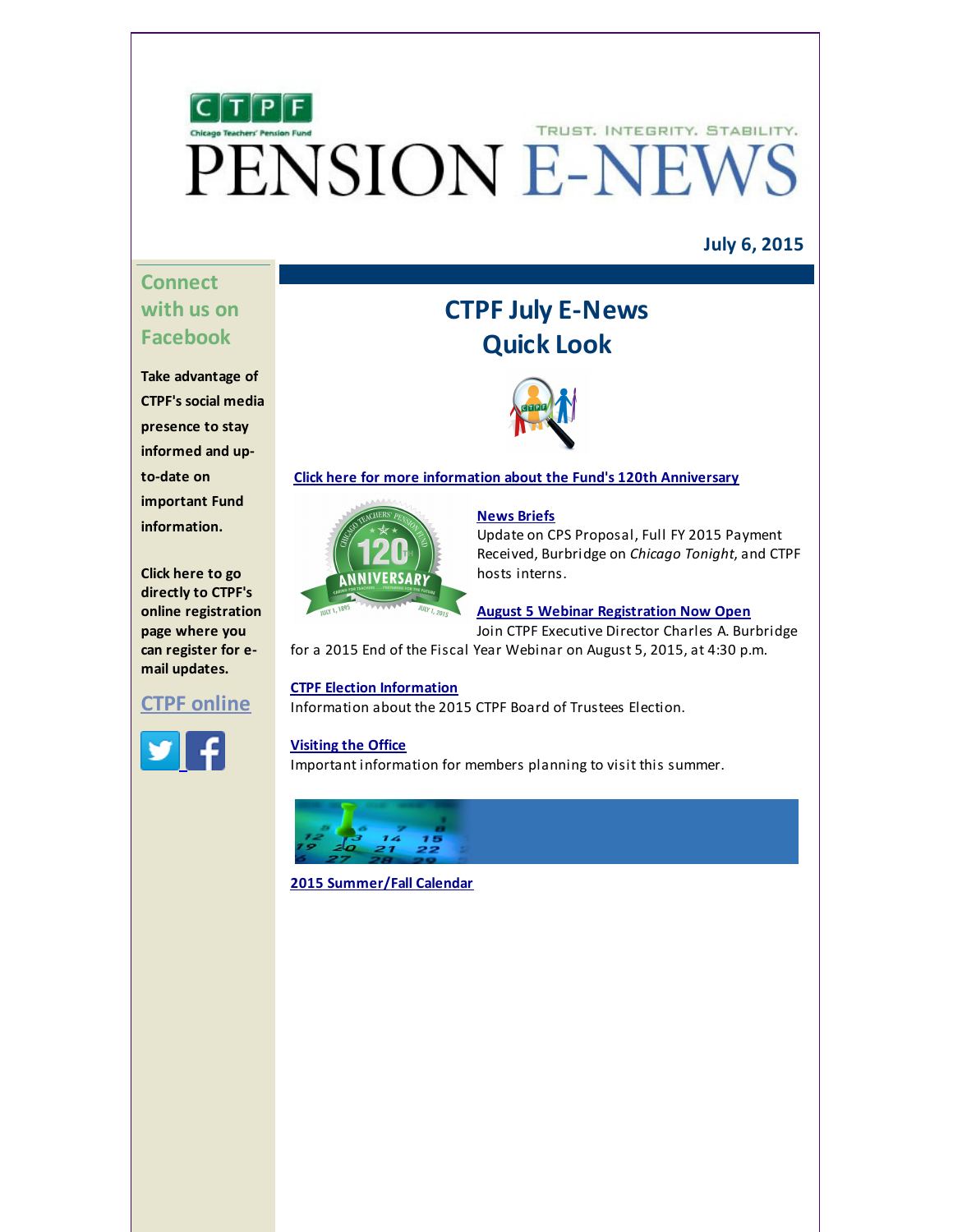# PENSION E-NEWS

TRUST. INTEGRITY. STABILITY.

**July 6, 2015**

## Connect with us on Facebook

**Take advantage of CTPF's social media presence to stay informed and up-to-date on important Fund information.**

**Click here to go directly to CTPF's online registration page where you can register for e-mail updates.**

**CTPF online**

## CTPF July E-News Quick Look

**Click here for more information about the Fund's 120th Anniversary**

**News Briefs**
Update on CPS Proposal, Full FY 2015 Payment Received, Burbridge on *Chicago Tonight*, and CTPF hosts interns.

**August 5 Webinar Registration Now Open**
Join CTPF Executive Director Charles A. Burbridge for a 2015 End of the Fiscal Year Webinar on August 5, 2015, at 4:30 p.m.

**CTPF Election Information**
Information about the 2015 CTPF Board of Trustees Election.

**Visiting the Office**
Important information for members planning to visit this summer.

**2015 Summer/Fall Calendar**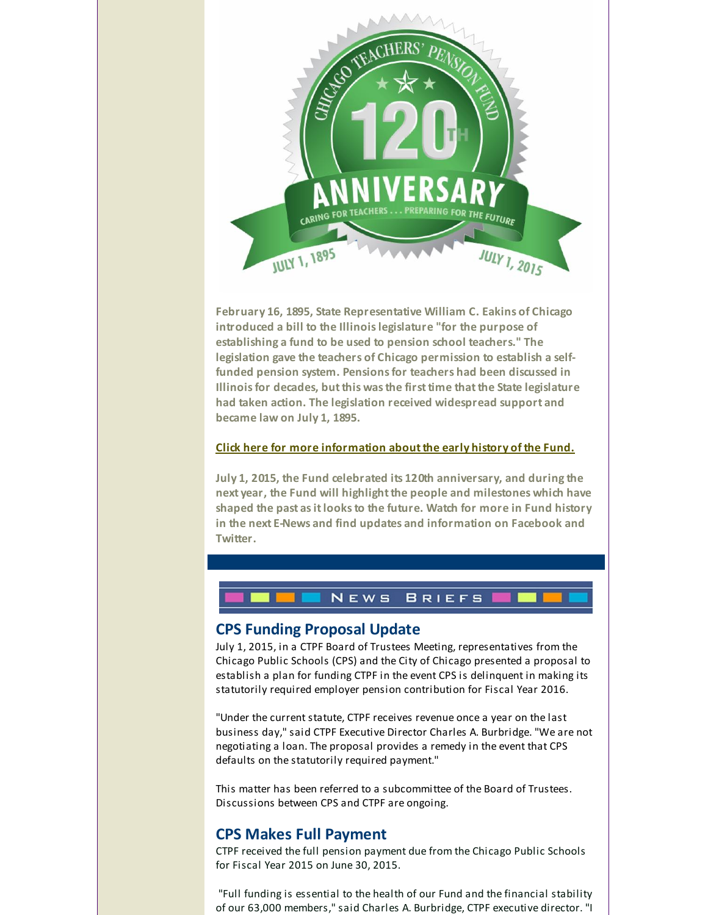**February 16, 1895, State Representative William C. Eakins of Chicago introduced a bill to the Illinois legislature "for the purpose of establishing a fund to be used to pension school teachers." The legislation gave the teachers of Chicago permission to establish a self-funded pension system. Pensions for teachers had been discussed in Illinois for decades, but this was the first time that the State legislature had taken action. The legislation received widespread support and became law on July 1, 1895.**

**Click here for more information about the early history of the Fund.**

**July 1, 2015, the Fund celebrated its 120th anniversary, and during the next year, the Fund will highlight the people and milestones which have shaped the past as it looks to the future. Watch for more in Fund history in the next E-News and find updates and information on Facebook and Twitter.**

# News Briefs

## CPS Funding Proposal Update

July 1, 2015, in a CTPF Board of Trustees Meeting, representatives from the Chicago Public Schools (CPS) and the City of Chicago presented a proposal to establish a plan for funding CTPF in the event CPS is delinquent in making its statutorily required employer pension contribution for Fiscal Year 2016.

"Under the current statute, CTPF receives revenue once a year on the last business day," said CTPF Executive Director Charles A. Burbridge. "We are not negotiating a loan. The proposal provides a remedy in the event that CPS defaults on the statutorily required payment."

This matter has been referred to a subcommittee of the Board of Trustees. Discussions between CPS and CTPF are ongoing.

## CPS Makes Full Payment

CTPF received the full pension payment due from the Chicago Public Schools for Fiscal Year 2015 on June 30, 2015.

"Full funding is essential to the health of our Fund and the financial stability of our 63,000 members," said Charles A. Burbridge, CTPF executive director. "I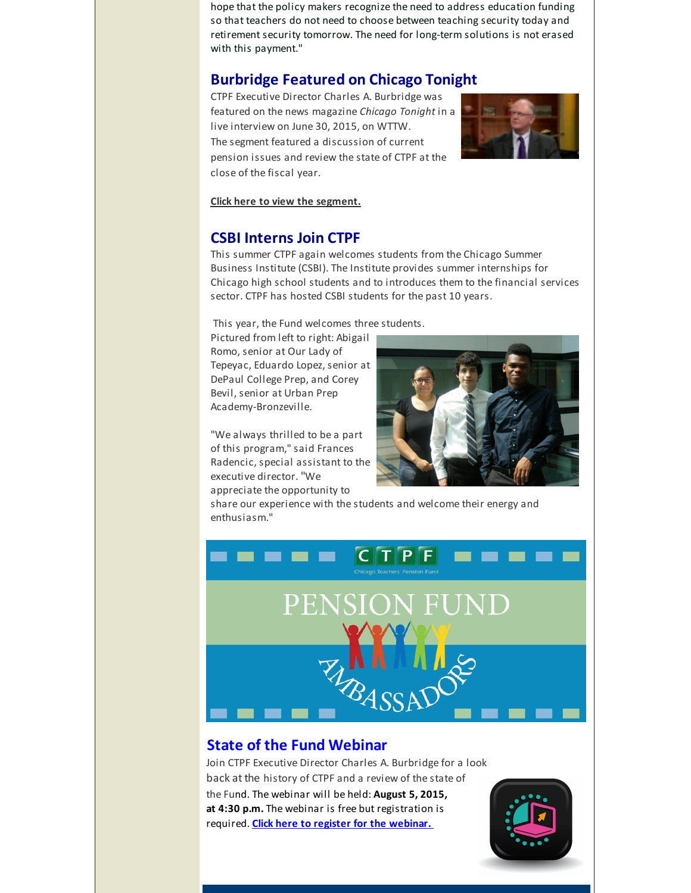hope that the policy makers recognize the need to address education funding so that teachers do not need to choose between teaching security today and retirement security tomorrow. The need for long-term solutions is not erased with this payment."

## Burbridge Featured on Chicago Tonight

CTPF Executive Director Charles A. Burbridge was featured on the news magazine *Chicago Tonight* in a live interview on June 30, 2015, on WTTW. The segment featured a discussion of current pension issues and review the state of CTPF at the close of the fiscal year.

**Click here to view the segment.**

## CSBI Interns Join CTPF

This summer CTPF again welcomes students from the Chicago Summer Business Institute (CSBI). The Institute provides summer internships for Chicago high school students and to introduces them to the financial services sector. CTPF has hosted CSBI students for the past 10 years.

This year, the Fund welcomes three students. Pictured from left to right: Abigail Romo, senior at Our Lady of Tepeyac, Eduardo Lopez, senior at DePaul College Prep, and Corey Bevil, senior at Urban Prep Academy-Bronzeville.

"We always thrilled to be a part of this program," said Frances Radencic, special assistant to the executive director. "We appreciate the opportunity to share our experience with the students and welcome their energy and enthusiasm."

## State of the Fund Webinar

Join CTPF Executive Director Charles A. Burbridge for a look back at the history of CTPF and a review of the state of the Fund. The webinar will be held: **August 5, 2015, at 4:30 p.m.** The webinar is free but registration is required. **Click here to register for the webinar.**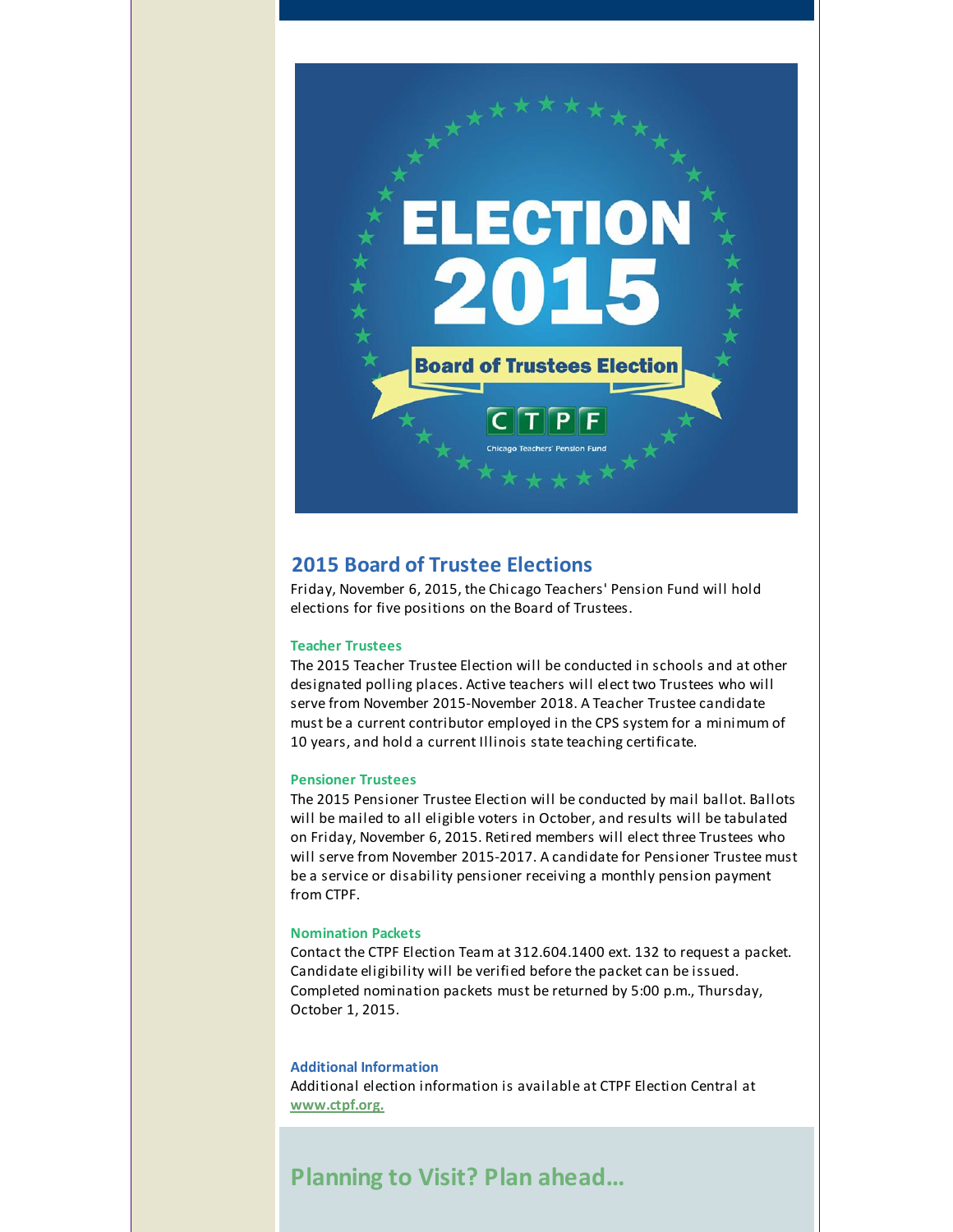ELECTION 2015

Board of Trustees Election

CTPF

Chicago Teachers' Pension Fund

## 2015 Board of Trustee Elections

Friday, November 6, 2015, the Chicago Teachers' Pension Fund will hold elections for five positions on the Board of Trustees.

### Teacher Trustees

The 2015 Teacher Trustee Election will be conducted in schools and at other designated polling places. Active teachers will elect two Trustees who will serve from November 2015-November 2018. A Teacher Trustee candidate must be a current contributor employed in the CPS system for a minimum of 10 years, and hold a current Illinois state teaching certificate.

### Pensioner Trustees

The 2015 Pensioner Trustee Election will be conducted by mail ballot. Ballots will be mailed to all eligible voters in October, and results will be tabulated on Friday, November 6, 2015. Retired members will elect three Trustees who will serve from November 2015-2017. A candidate for Pensioner Trustee must be a service or disability pensioner receiving a monthly pension payment from CTPF.

### Nomination Packets

Contact the CTPF Election Team at 312.604.1400 ext. 132 to request a packet. Candidate eligibility will be verified before the packet can be issued. Completed nomination packets must be returned by 5:00 p.m., Thursday, October 1, 2015.

### Additional Information

Additional election information is available at CTPF Election Central at **www.ctpf.org.**

## Planning to Visit? Plan ahead...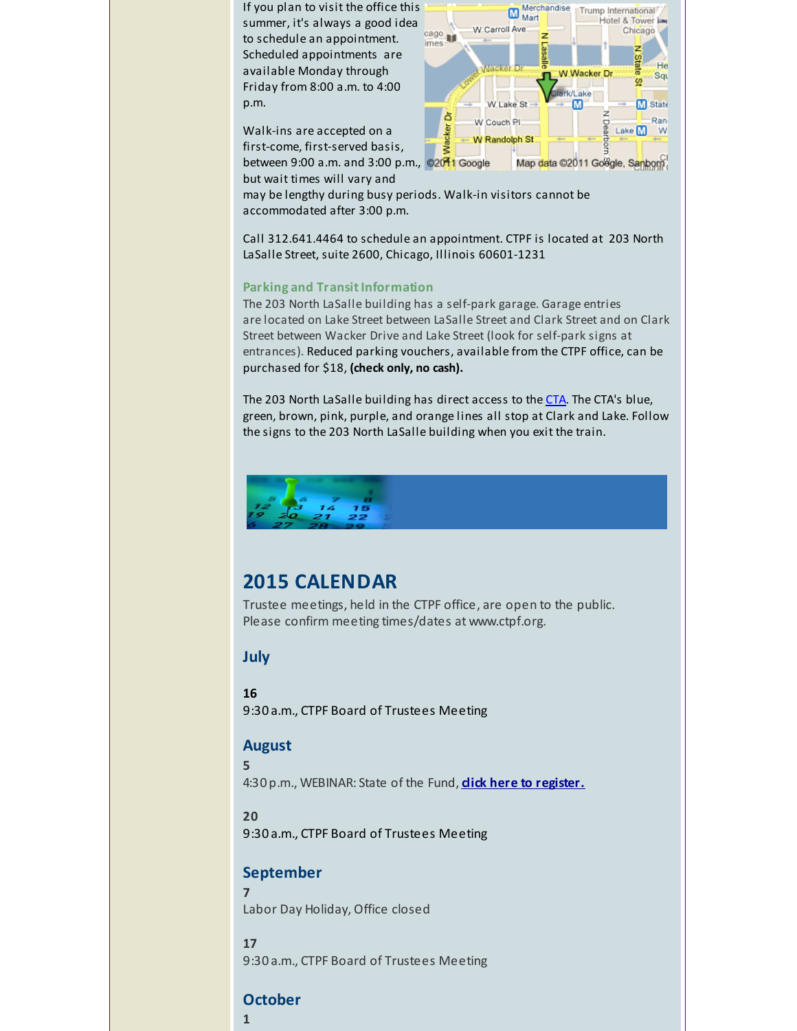If you plan to visit the office this summer, it's always a good idea to schedule an appointment. Scheduled appointments are available Monday through Friday from 8:00 a.m. to 4:00 p.m.

Walk-ins are accepted on a first-come, first-served basis, between 9:00 a.m. and 3:00 p.m., but wait times will vary and may be lengthy during busy periods. Walk-in visitors cannot be accommodated after 3:00 p.m.

Call 312.641.4464 to schedule an appointment. CTPF is located at 203 North LaSalle Street, suite 2600, Chicago, Illinois 60601-1231

### Parking and Transit Information

The 203 North LaSalle building has a self-park garage. Garage entries are located on Lake Street between LaSalle Street and Clark Street and on Clark Street between Wacker Drive and Lake Street (look for self-park signs at entrances). Reduced parking vouchers, available from the CTPF office, can be purchased for $18, **(check only, no cash).**

The 203 North LaSalle building has direct access to the CTA. The CTA's blue, green, brown, pink, purple, and orange lines all stop at Clark and Lake. Follow the signs to the 203 North LaSalle building when you exit the train.

## 2015 CALENDAR

Trustee meetings, held in the CTPF office, are open to the public. Please confirm meeting times/dates at www.ctpf.org.

### July

**16**
9:30 a.m., CTPF Board of Trustees Meeting

### August

**5**
4:30 p.m., WEBINAR: State of the Fund, **click here to register.**

**20**
9:30 a.m., CTPF Board of Trustees Meeting

### September

**7**
Labor Day Holiday, Office closed

**17**
9:30 a.m., CTPF Board of Trustees Meeting

### October

**1**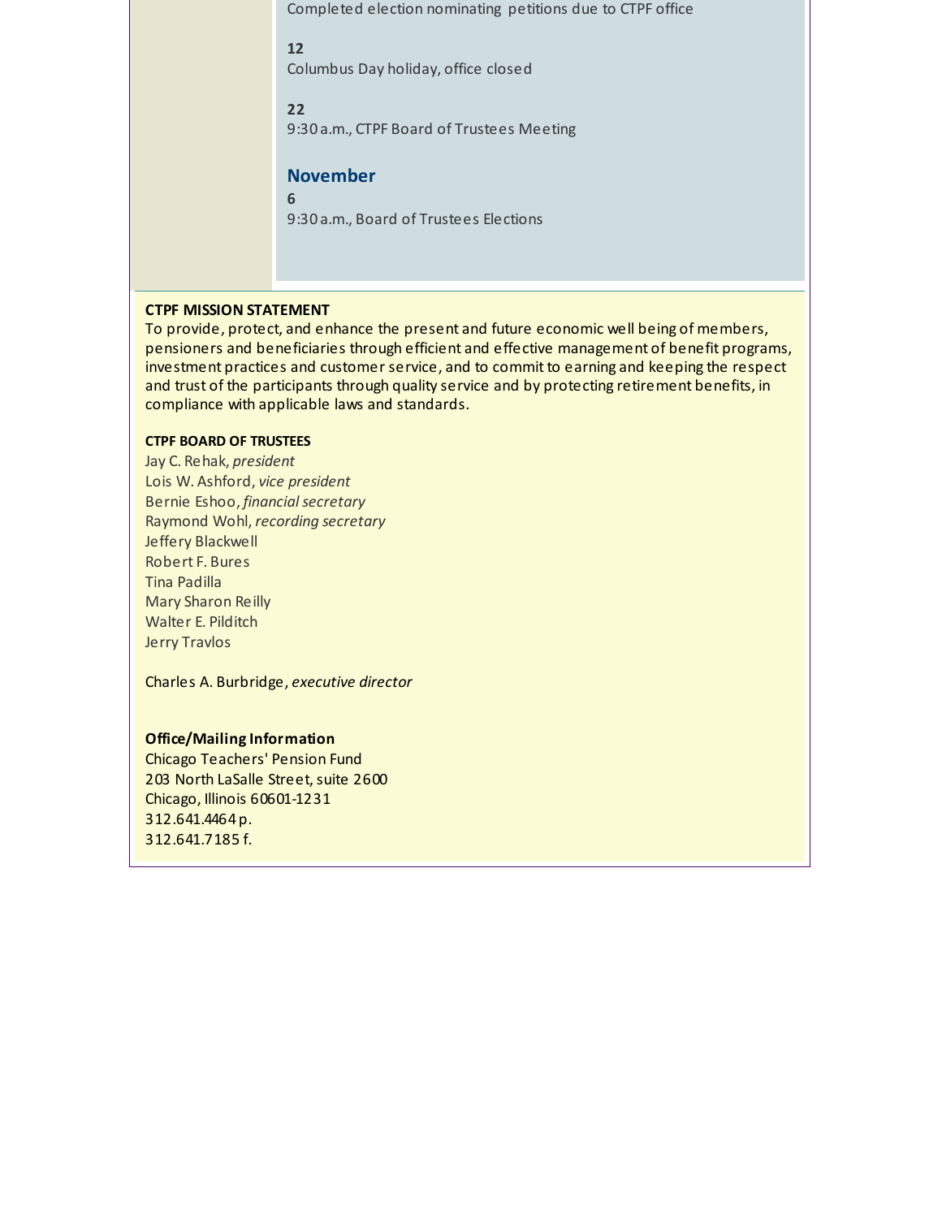Completed election nominating petitions due to CTPF office

**12**
Columbus Day holiday, office closed

**22**
9:30 a.m., CTPF Board of Trustees Meeting

## November

**6**
9:30 a.m., Board of Trustees Elections

**CTPF MISSION STATEMENT**

To provide, protect, and enhance the present and future economic well being of members, pensioners and beneficiaries through efficient and effective management of benefit programs, investment practices and customer service, and to commit to earning and keeping the respect and trust of the participants through quality service and by protecting retirement benefits, in compliance with applicable laws and standards.

**CTPF BOARD OF TRUSTEES**

Jay C. Rehak, *president*
Lois W. Ashford, *vice president*
Bernie Eshoo, *financial secretary*
Raymond Wohl, *recording secretary*
Jeffery Blackwell
Robert F. Bures
Tina Padilla
Mary Sharon Reilly
Walter E. Pilditch
Jerry Travlos

Charles A. Burbridge, *executive director*

**Office/Mailing Information**

Chicago Teachers' Pension Fund
203 North LaSalle Street, suite 2600
Chicago, Illinois 60601-1231
312.641.4464 p.
312.641.7185 f.